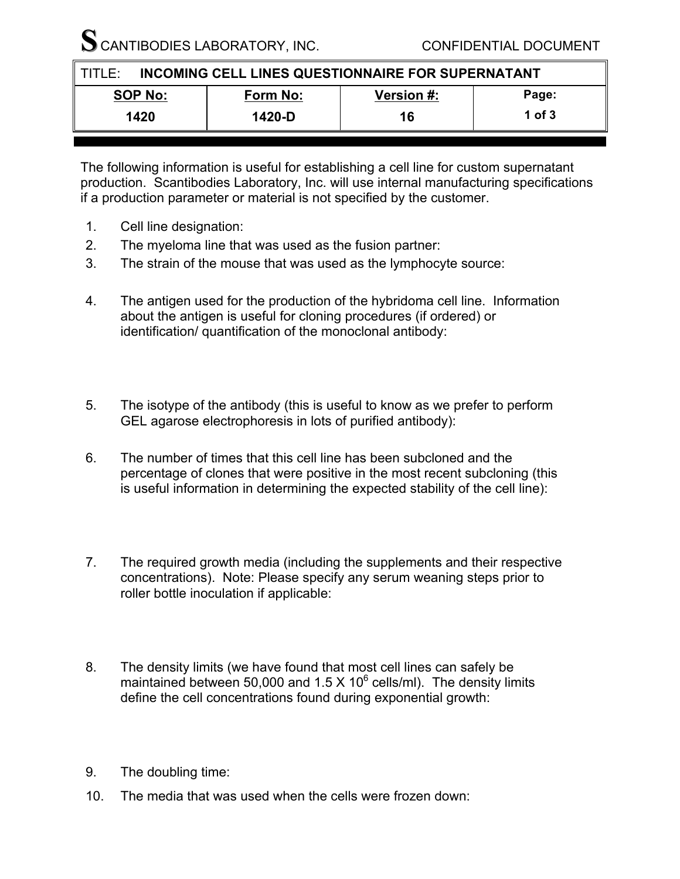SCANTIBODIES LABORATORY, INC. CONFIDENTIAL DOCUMENT

| TITLE: **INCOMING CELL LINES QUESTIONNAIRE FOR SUPERNATANT** | | | |
|---|---|---|---|
| **SOP No:** | **Form No:** | **Version #:** | **Page:** |
| **1420** | **1420-D** | **16** | **1 of 3** |

The following information is useful for establishing a cell line for custom supernatant production. Scantibodies Laboratory, Inc. will use internal manufacturing specifications if a production parameter or material is not specified by the customer.

1. Cell line designation:
2. The myeloma line that was used as the fusion partner:
3. The strain of the mouse that was used as the lymphocyte source:
4. The antigen used for the production of the hybridoma cell line. Information about the antigen is useful for cloning procedures (if ordered) or identification/ quantification of the monoclonal antibody:
5. The isotype of the antibody (this is useful to know as we prefer to perform GEL agarose electrophoresis in lots of purified antibody):
6. The number of times that this cell line has been subcloned and the percentage of clones that were positive in the most recent subcloning (this is useful information in determining the expected stability of the cell line):
7. The required growth media (including the supplements and their respective concentrations). Note: Please specify any serum weaning steps prior to roller bottle inoculation if applicable:
8. The density limits (we have found that most cell lines can safely be maintained between 50,000 and $1.5 \times 10^6$ cells/ml). The density limits define the cell concentrations found during exponential growth:
9. The doubling time:
10. The media that was used when the cells were frozen down: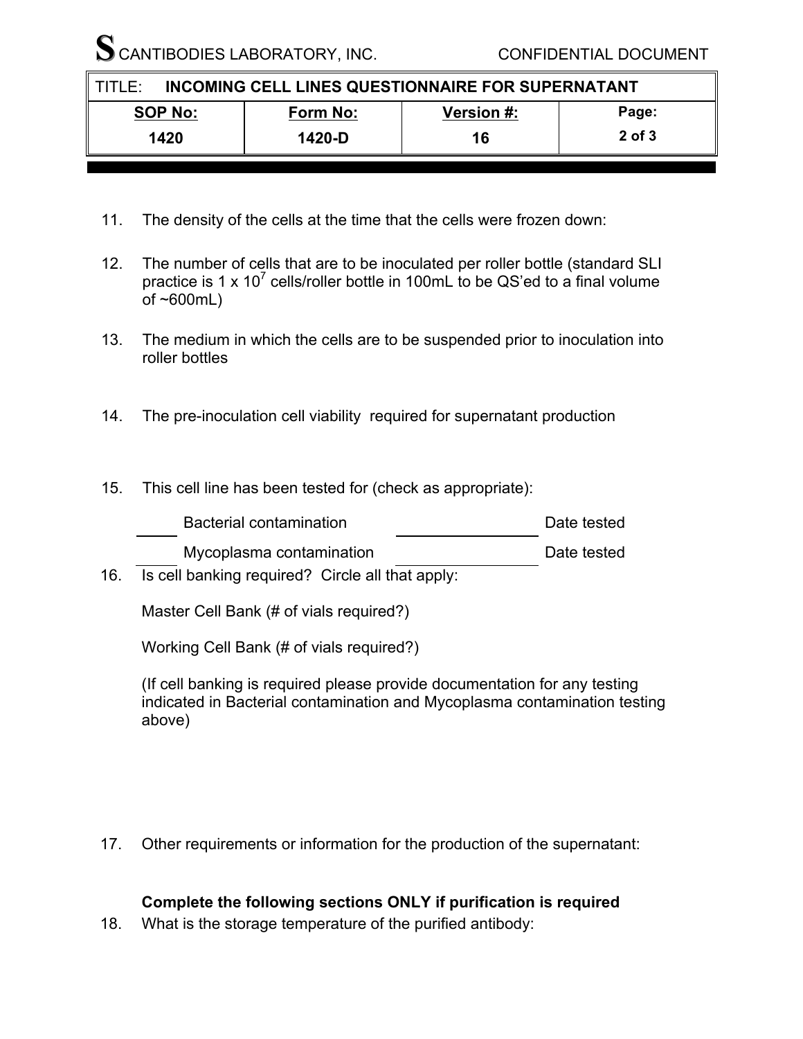11. The density of the cells at the time that the cells were frozen down:

12. The number of cells that are to be inoculated per roller bottle (standard SLI practice is $1 \times 10^7$ cells/roller bottle in 100mL to be QS'ed to a final volume of ~600mL)

13. The medium in which the cells are to be suspended prior to inoculation into roller bottles

14. The pre-inoculation cell viability required for supernatant production

15. This cell line has been tested for (check as appropriate):

    _____ Bacterial contamination _______________ Date tested

    _____ Mycoplasma contamination _______________ Date tested

16. Is cell banking required? Circle all that apply:

    Master Cell Bank (# of vials required?)

    Working Cell Bank (# of vials required?)

    (If cell banking is required please provide documentation for any testing indicated in Bacterial contamination and Mycoplasma contamination testing above)

17. Other requirements or information for the production of the supernatant:

**Complete the following sections ONLY if purification is required**

18. What is the storage temperature of the purified antibody: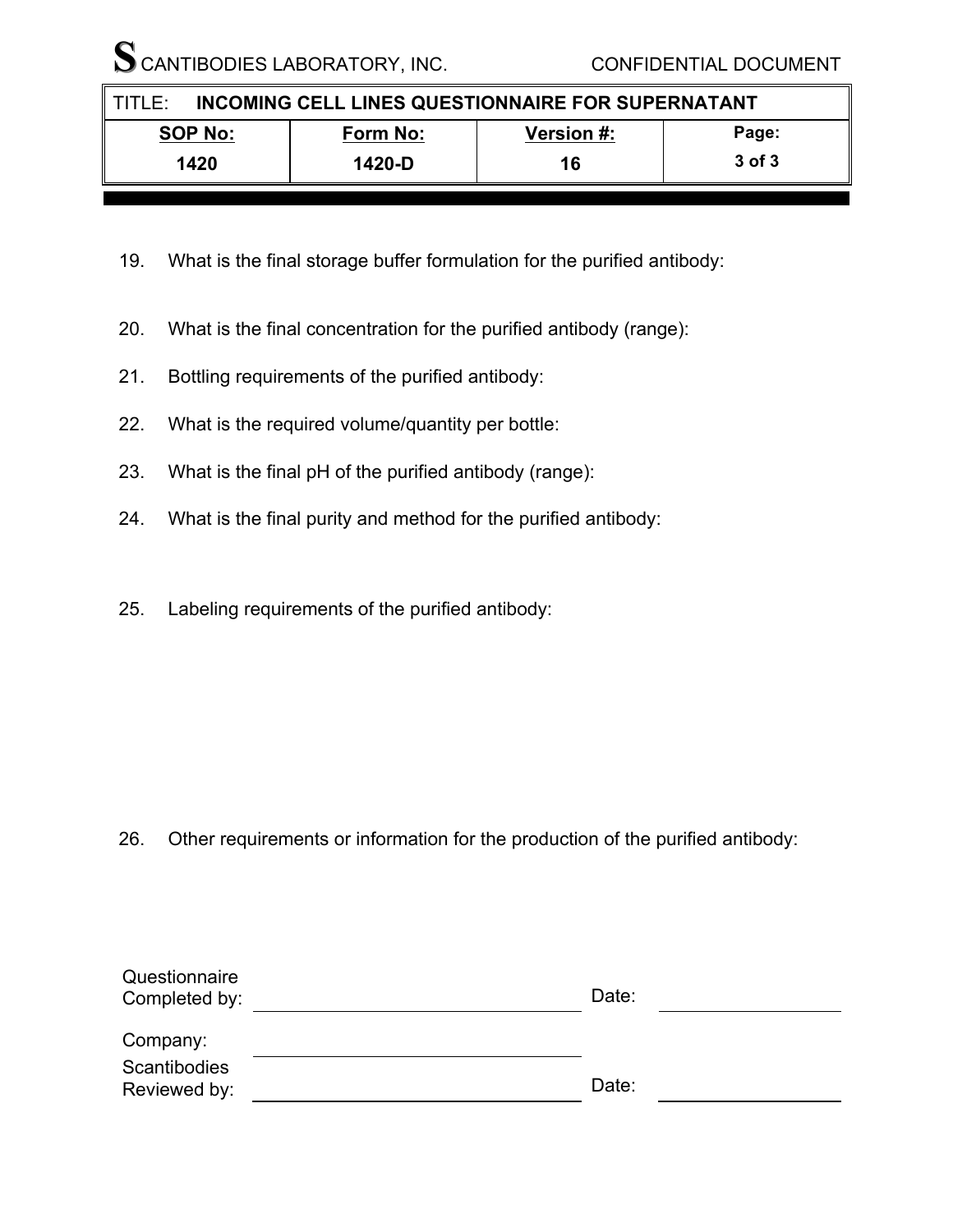19. What is the final storage buffer formulation for the purified antibody:

20. What is the final concentration for the purified antibody (range):

21. Bottling requirements of the purified antibody:

22. What is the required volume/quantity per bottle:

23. What is the final pH of the purified antibody (range):

24. What is the final purity and method for the purified antibody:

25. Labeling requirements of the purified antibody:

26. Other requirements or information for the production of the purified antibody:

| | | | |
|---|---|---|---|
| Questionnaire Completed by: | ____________________ | Date: | ____________ |
| Company: | ____________________ | | |
| Scantibodies Reviewed by: | ____________________ | Date: | ____________ |